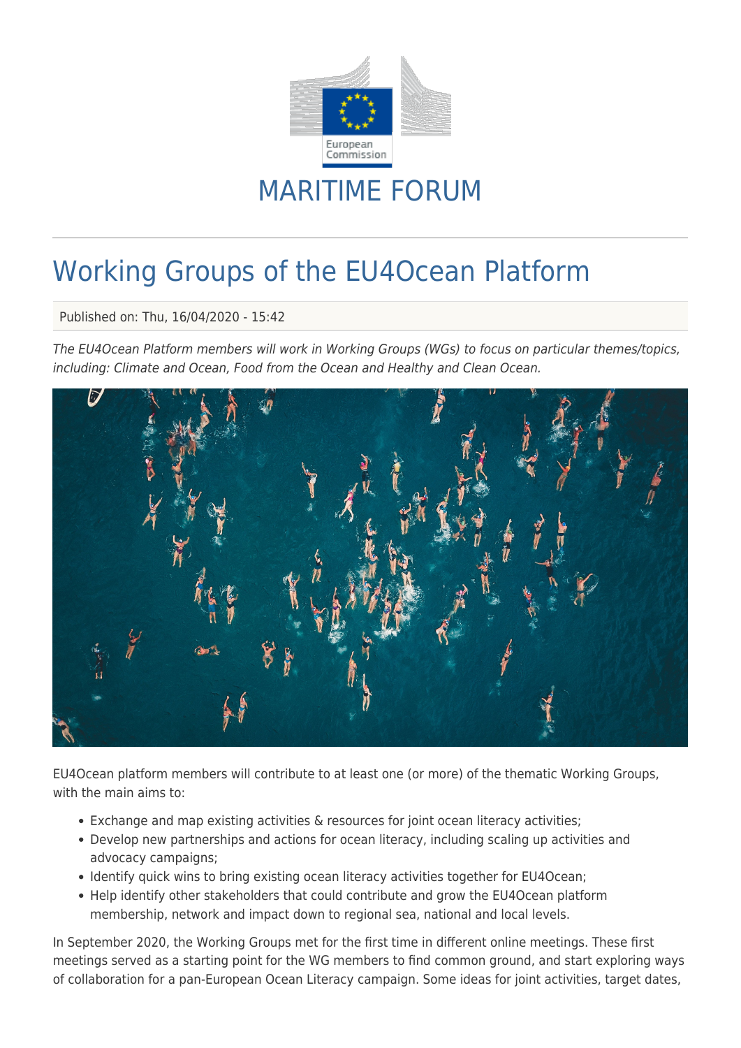MARITIME FORUM

# Working Groups of the EU4Ocean Platform

Published on: Thu, 16/04/2020 - 15:42

*The EU4Ocean Platform members will work in Working Groups (WGs) to focus on particular themes/topics, including: Climate and Ocean, Food from the Ocean and Healthy and Clean Ocean.*

EU4Ocean platform members will contribute to at least one (or more) of the thematic Working Groups, with the main aims to:

- Exchange and map existing activities & resources for joint ocean literacy activities;
- Develop new partnerships and actions for ocean literacy, including scaling up activities and advocacy campaigns;
- Identify quick wins to bring existing ocean literacy activities together for EU4Ocean;
- Help identify other stakeholders that could contribute and grow the EU4Ocean platform membership, network and impact down to regional sea, national and local levels.

In September 2020, the Working Groups met for the first time in different online meetings. These first meetings served as a starting point for the WG members to find common ground, and start exploring ways of collaboration for a pan-European Ocean Literacy campaign. Some ideas for joint activities, target dates,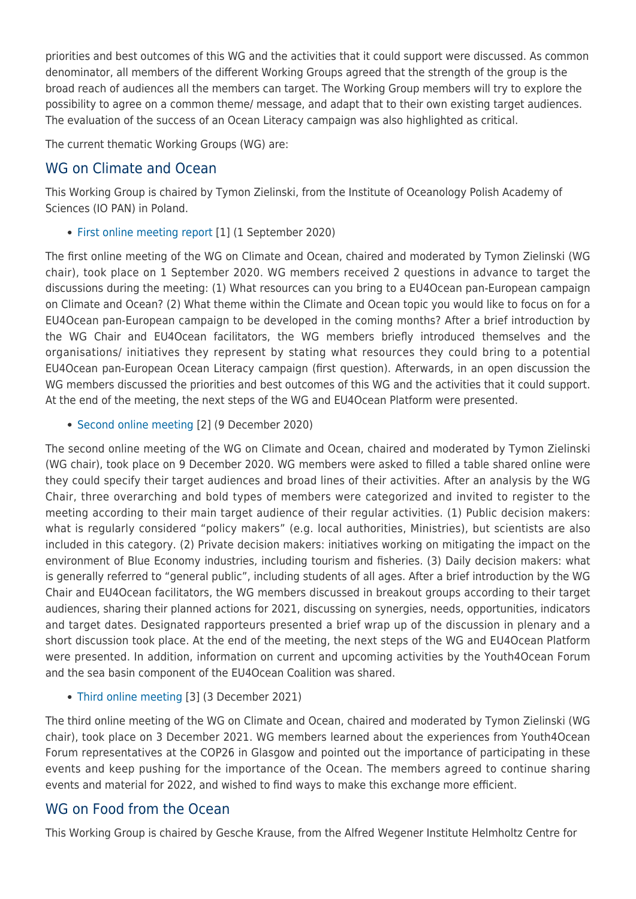priorities and best outcomes of this WG and the activities that it could support were discussed. As common denominator, all members of the different Working Groups agreed that the strength of the group is the broad reach of audiences all the members can target. The Working Group members will try to explore the possibility to agree on a common theme/ message, and adapt that to their own existing target audiences. The evaluation of the success of an Ocean Literacy campaign was also highlighted as critical.

The current thematic Working Groups (WG) are:

## WG on Climate and Ocean

This Working Group is chaired by Tymon Zielinski, from the Institute of Oceanology Polish Academy of Sciences (IO PAN) in Poland.

- First online meeting report [1] (1 September 2020)

The first online meeting of the WG on Climate and Ocean, chaired and moderated by Tymon Zielinski (WG chair), took place on 1 September 2020. WG members received 2 questions in advance to target the discussions during the meeting: (1) What resources can you bring to a EU4Ocean pan-European campaign on Climate and Ocean? (2) What theme within the Climate and Ocean topic you would like to focus on for a EU4Ocean pan-European campaign to be developed in the coming months? After a brief introduction by the WG Chair and EU4Ocean facilitators, the WG members briefly introduced themselves and the organisations/ initiatives they represent by stating what resources they could bring to a potential EU4Ocean pan-European Ocean Literacy campaign (first question). Afterwards, in an open discussion the WG members discussed the priorities and best outcomes of this WG and the activities that it could support. At the end of the meeting, the next steps of the WG and EU4Ocean Platform were presented.

- Second online meeting [2] (9 December 2020)

The second online meeting of the WG on Climate and Ocean, chaired and moderated by Tymon Zielinski (WG chair), took place on 9 December 2020. WG members were asked to filled a table shared online were they could specify their target audiences and broad lines of their activities. After an analysis by the WG Chair, three overarching and bold types of members were categorized and invited to register to the meeting according to their main target audience of their regular activities. (1) Public decision makers: what is regularly considered "policy makers" (e.g. local authorities, Ministries), but scientists are also included in this category. (2) Private decision makers: initiatives working on mitigating the impact on the environment of Blue Economy industries, including tourism and fisheries. (3) Daily decision makers: what is generally referred to "general public", including students of all ages. After a brief introduction by the WG Chair and EU4Ocean facilitators, the WG members discussed in breakout groups according to their target audiences, sharing their planned actions for 2021, discussing on synergies, needs, opportunities, indicators and target dates. Designated rapporteurs presented a brief wrap up of the discussion in plenary and a short discussion took place. At the end of the meeting, the next steps of the WG and EU4Ocean Platform were presented. In addition, information on current and upcoming activities by the Youth4Ocean Forum and the sea basin component of the EU4Ocean Coalition was shared.

- Third online meeting [3] (3 December 2021)

The third online meeting of the WG on Climate and Ocean, chaired and moderated by Tymon Zielinski (WG chair), took place on 3 December 2021. WG members learned about the experiences from Youth4Ocean Forum representatives at the COP26 in Glasgow and pointed out the importance of participating in these events and keep pushing for the importance of the Ocean. The members agreed to continue sharing events and material for 2022, and wished to find ways to make this exchange more efficient.

## WG on Food from the Ocean

This Working Group is chaired by Gesche Krause, from the Alfred Wegener Institute Helmholtz Centre for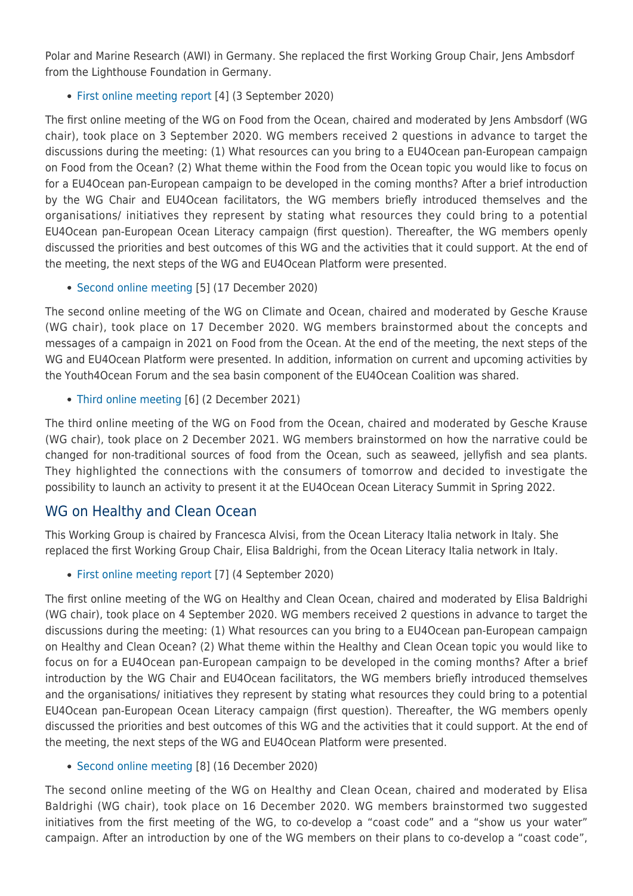Polar and Marine Research (AWI) in Germany. She replaced the first Working Group Chair, Jens Ambsdorf from the Lighthouse Foundation in Germany.

- First online meeting report [4] (3 September 2020)

The first online meeting of the WG on Food from the Ocean, chaired and moderated by Jens Ambsdorf (WG chair), took place on 3 September 2020. WG members received 2 questions in advance to target the discussions during the meeting: (1) What resources can you bring to a EU4Ocean pan-European campaign on Food from the Ocean? (2) What theme within the Food from the Ocean topic you would like to focus on for a EU4Ocean pan-European campaign to be developed in the coming months? After a brief introduction by the WG Chair and EU4Ocean facilitators, the WG members briefly introduced themselves and the organisations/ initiatives they represent by stating what resources they could bring to a potential EU4Ocean pan-European Ocean Literacy campaign (first question). Thereafter, the WG members openly discussed the priorities and best outcomes of this WG and the activities that it could support. At the end of the meeting, the next steps of the WG and EU4Ocean Platform were presented.

- Second online meeting [5] (17 December 2020)

The second online meeting of the WG on Climate and Ocean, chaired and moderated by Gesche Krause (WG chair), took place on 17 December 2020. WG members brainstormed about the concepts and messages of a campaign in 2021 on Food from the Ocean. At the end of the meeting, the next steps of the WG and EU4Ocean Platform were presented. In addition, information on current and upcoming activities by the Youth4Ocean Forum and the sea basin component of the EU4Ocean Coalition was shared.

- Third online meeting [6] (2 December 2021)

The third online meeting of the WG on Food from the Ocean, chaired and moderated by Gesche Krause (WG chair), took place on 2 December 2021. WG members brainstormed on how the narrative could be changed for non-traditional sources of food from the Ocean, such as seaweed, jellyfish and sea plants. They highlighted the connections with the consumers of tomorrow and decided to investigate the possibility to launch an activity to present it at the EU4Ocean Ocean Literacy Summit in Spring 2022.

## WG on Healthy and Clean Ocean

This Working Group is chaired by Francesca Alvisi, from the Ocean Literacy Italia network in Italy. She replaced the first Working Group Chair, Elisa Baldrighi, from the Ocean Literacy Italia network in Italy.

- First online meeting report [7] (4 September 2020)

The first online meeting of the WG on Healthy and Clean Ocean, chaired and moderated by Elisa Baldrighi (WG chair), took place on 4 September 2020. WG members received 2 questions in advance to target the discussions during the meeting: (1) What resources can you bring to a EU4Ocean pan-European campaign on Healthy and Clean Ocean? (2) What theme within the Healthy and Clean Ocean topic you would like to focus on for a EU4Ocean pan-European campaign to be developed in the coming months? After a brief introduction by the WG Chair and EU4Ocean facilitators, the WG members briefly introduced themselves and the organisations/ initiatives they represent by stating what resources they could bring to a potential EU4Ocean pan-European Ocean Literacy campaign (first question). Thereafter, the WG members openly discussed the priorities and best outcomes of this WG and the activities that it could support. At the end of the meeting, the next steps of the WG and EU4Ocean Platform were presented.

- Second online meeting [8] (16 December 2020)

The second online meeting of the WG on Healthy and Clean Ocean, chaired and moderated by Elisa Baldrighi (WG chair), took place on 16 December 2020. WG members brainstormed two suggested initiatives from the first meeting of the WG, to co-develop a "coast code" and a "show us your water" campaign. After an introduction by one of the WG members on their plans to co-develop a "coast code",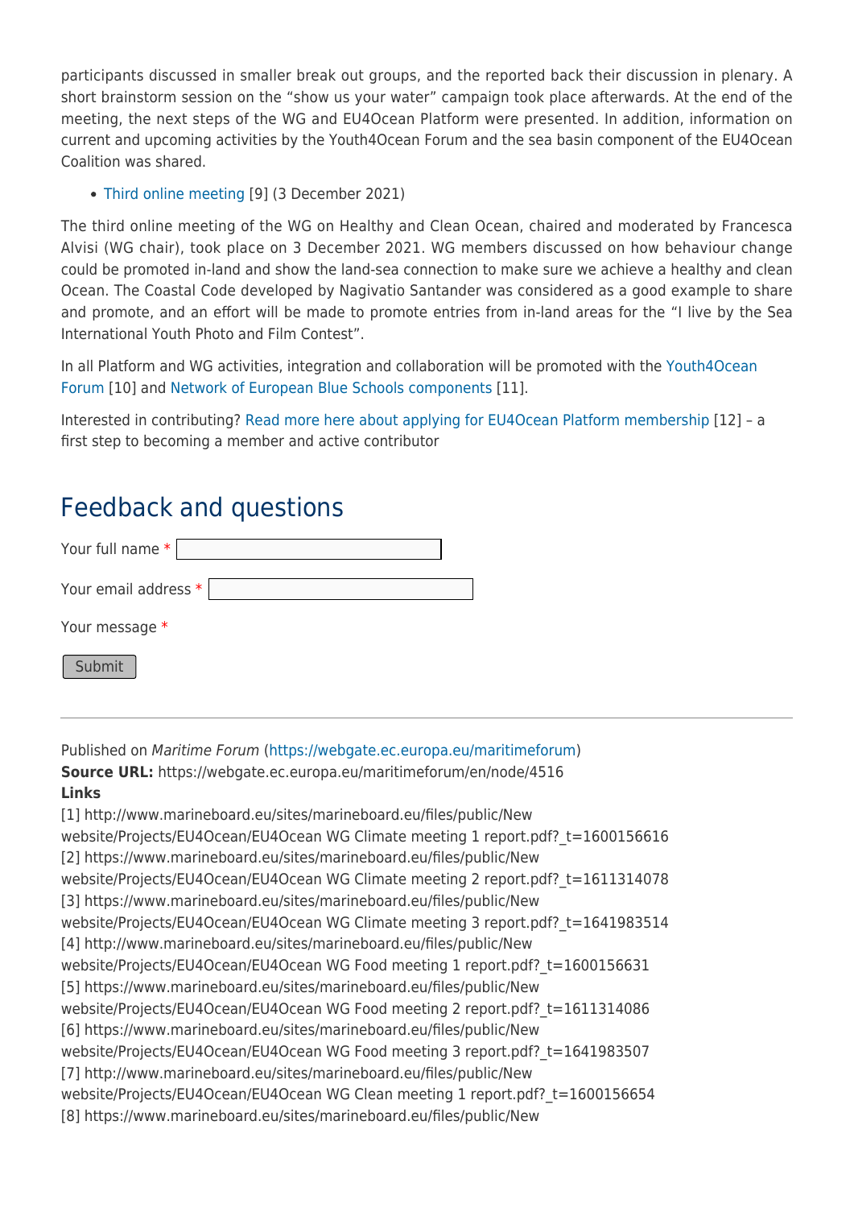participants discussed in smaller break out groups, and the reported back their discussion in plenary. A short brainstorm session on the "show us your water" campaign took place afterwards. At the end of the meeting, the next steps of the WG and EU4Ocean Platform were presented. In addition, information on current and upcoming activities by the Youth4Ocean Forum and the sea basin component of the EU4Ocean Coalition was shared.

- Third online meeting [9] (3 December 2021)

The third online meeting of the WG on Healthy and Clean Ocean, chaired and moderated by Francesca Alvisi (WG chair), took place on 3 December 2021. WG members discussed on how behaviour change could be promoted in-land and show the land-sea connection to make sure we achieve a healthy and clean Ocean. The Coastal Code developed by Nagivatio Santander was considered as a good example to share and promote, and an effort will be made to promote entries from in-land areas for the "I live by the Sea International Youth Photo and Film Contest".

In all Platform and WG activities, integration and collaboration will be promoted with the Youth4Ocean Forum [10] and Network of European Blue Schools components [11].

Interested in contributing? Read more here about applying for EU4Ocean Platform membership [12] – a first step to becoming a member and active contributor

## Feedback and questions

Your full name *

Your email address *

Your message *

Submit

---

Published on *Maritime Forum* (https://webgate.ec.europa.eu/maritimeforum)

**Source URL:** https://webgate.ec.europa.eu/maritimeforum/en/node/4516

**Links**

[1] http://www.marineboard.eu/sites/marineboard.eu/files/public/New website/Projects/EU4Ocean/EU4Ocean WG Climate meeting 1 report.pdf?_t=1600156616
[2] https://www.marineboard.eu/sites/marineboard.eu/files/public/New website/Projects/EU4Ocean/EU4Ocean WG Climate meeting 2 report.pdf?_t=1611314078
[3] https://www.marineboard.eu/sites/marineboard.eu/files/public/New website/Projects/EU4Ocean/EU4Ocean WG Climate meeting 3 report.pdf?_t=1641983514
[4] http://www.marineboard.eu/sites/marineboard.eu/files/public/New website/Projects/EU4Ocean/EU4Ocean WG Food meeting 1 report.pdf?_t=1600156631
[5] https://www.marineboard.eu/sites/marineboard.eu/files/public/New website/Projects/EU4Ocean/EU4Ocean WG Food meeting 2 report.pdf?_t=1611314086
[6] https://www.marineboard.eu/sites/marineboard.eu/files/public/New website/Projects/EU4Ocean/EU4Ocean WG Food meeting 3 report.pdf?_t=1641983507
[7] http://www.marineboard.eu/sites/marineboard.eu/files/public/New website/Projects/EU4Ocean/EU4Ocean WG Clean meeting 1 report.pdf?_t=1600156654
[8] https://www.marineboard.eu/sites/marineboard.eu/files/public/New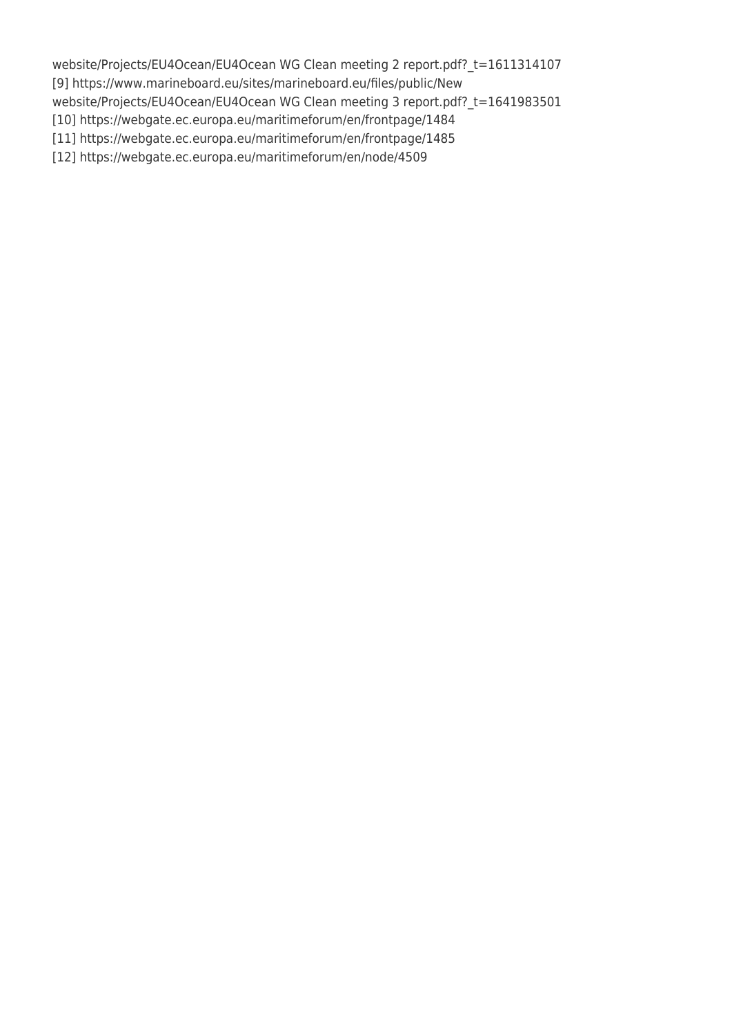website/Projects/EU4Ocean/EU4Ocean WG Clean meeting 2 report.pdf?_t=1611314107
[9] https://www.marineboard.eu/sites/marineboard.eu/files/public/New website/Projects/EU4Ocean/EU4Ocean WG Clean meeting 3 report.pdf?_t=1641983501
[10] https://webgate.ec.europa.eu/maritimeforum/en/frontpage/1484
[11] https://webgate.ec.europa.eu/maritimeforum/en/frontpage/1485
[12] https://webgate.ec.europa.eu/maritimeforum/en/node/4509